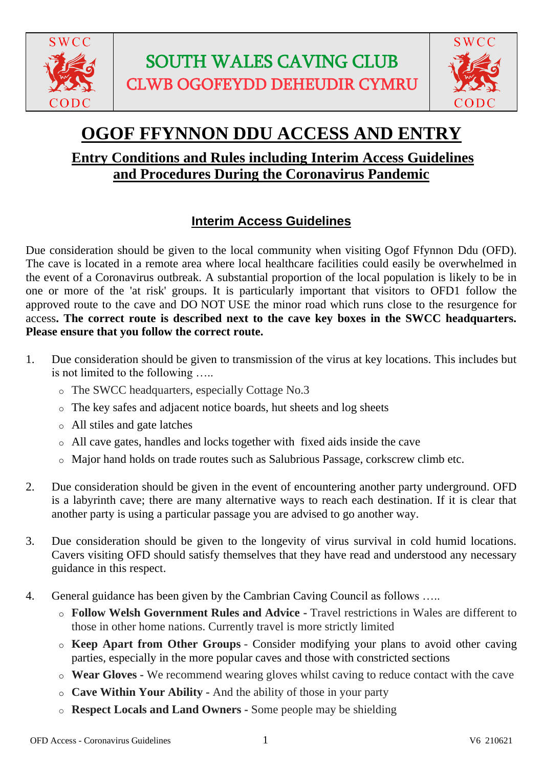SOUTH WALES CAVING CLUB

CLWB OGOFEYDD DEHEUDIR CYMRU

# OGOF FFYNNON DDU ACCESS AND ENTRY

## Entry Conditions and Rules including Interim Access Guidelines and Procedures During the Coronavirus Pandemic

### Interim Access Guidelines

Due consideration should be given to the local community when visiting Ogof Ffynnon Ddu (OFD). The cave is located in a remote area where local healthcare facilities could easily be overwhelmed in the event of a Coronavirus outbreak. A substantial proportion of the local population is likely to be in one or more of the 'at risk' groups. It is particularly important that visitors to OFD1 follow the approved route to the cave and DO NOT USE the minor road which runs close to the resurgence for access**. The correct route is described next to the cave key boxes in the SWCC headquarters. Please ensure that you follow the correct route.**

1. Due consideration should be given to transmission of the virus at key locations. This includes but is not limited to the following …..
   - The SWCC headquarters, especially Cottage No.3
   - The key safes and adjacent notice boards, hut sheets and log sheets
   - All stiles and gate latches
   - All cave gates, handles and locks together with fixed aids inside the cave
   - Major hand holds on trade routes such as Salubrious Passage, corkscrew climb etc.

2. Due consideration should be given in the event of encountering another party underground. OFD is a labyrinth cave; there are many alternative ways to reach each destination. If it is clear that another party is using a particular passage you are advised to go another way.

3. Due consideration should be given to the longevity of virus survival in cold humid locations. Cavers visiting OFD should satisfy themselves that they have read and understood any necessary guidance in this respect.

4. General guidance has been given by the Cambrian Caving Council as follows …..
   - **Follow Welsh Government Rules and Advice -** Travel restrictions in Wales are different to those in other home nations. Currently travel is more strictly limited
   - **Keep Apart from Other Groups** - Consider modifying your plans to avoid other caving parties, especially in the more popular caves and those with constricted sections
   - **Wear Gloves -** We recommend wearing gloves whilst caving to reduce contact with the cave
   - **Cave Within Your Ability -** And the ability of those in your party
   - **Respect Locals and Land Owners -** Some people may be shielding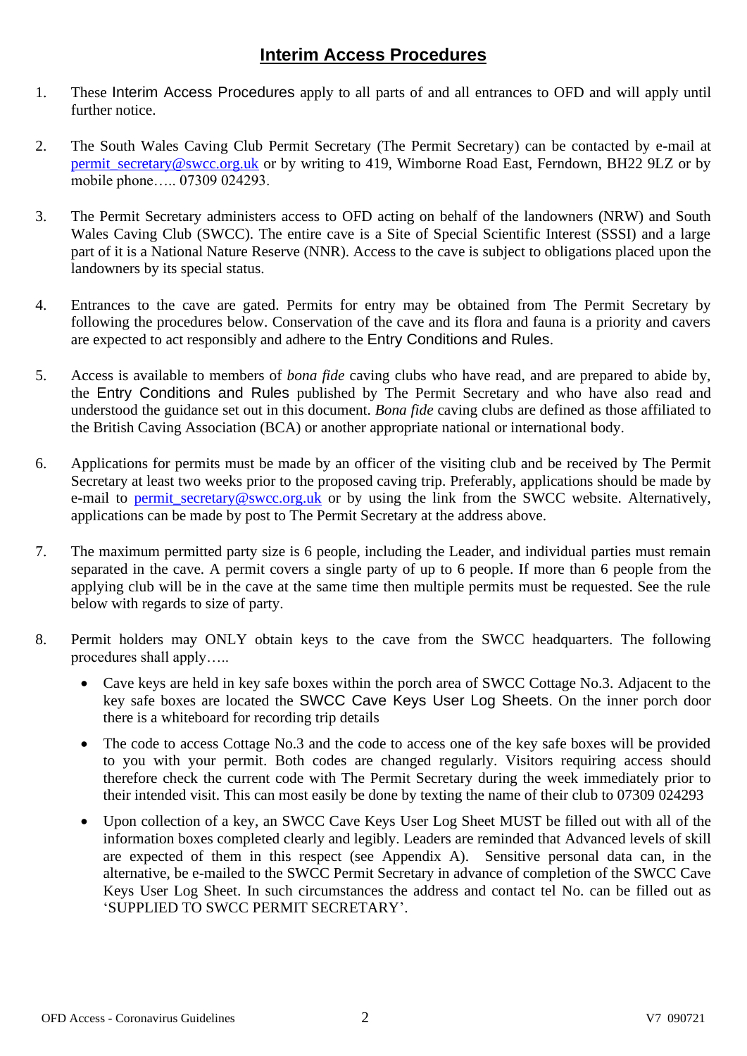## Interim Access Procedures

1. These Interim Access Procedures apply to all parts of and all entrances to OFD and will apply until further notice.

2. The South Wales Caving Club Permit Secretary (The Permit Secretary) can be contacted by e-mail at permit_secretary@swcc.org.uk or by writing to 419, Wimborne Road East, Ferndown, BH22 9LZ or by mobile phone….. 07309 024293.

3. The Permit Secretary administers access to OFD acting on behalf of the landowners (NRW) and South Wales Caving Club (SWCC). The entire cave is a Site of Special Scientific Interest (SSSI) and a large part of it is a National Nature Reserve (NNR). Access to the cave is subject to obligations placed upon the landowners by its special status.

4. Entrances to the cave are gated. Permits for entry may be obtained from The Permit Secretary by following the procedures below. Conservation of the cave and its flora and fauna is a priority and cavers are expected to act responsibly and adhere to the Entry Conditions and Rules.

5. Access is available to members of *bona fide* caving clubs who have read, and are prepared to abide by, the Entry Conditions and Rules published by The Permit Secretary and who have also read and understood the guidance set out in this document. *Bona fide* caving clubs are defined as those affiliated to the British Caving Association (BCA) or another appropriate national or international body.

6. Applications for permits must be made by an officer of the visiting club and be received by The Permit Secretary at least two weeks prior to the proposed caving trip. Preferably, applications should be made by e-mail to permit_secretary@swcc.org.uk or by using the link from the SWCC website. Alternatively, applications can be made by post to The Permit Secretary at the address above.

7. The maximum permitted party size is 6 people, including the Leader, and individual parties must remain separated in the cave. A permit covers a single party of up to 6 people. If more than 6 people from the applying club will be in the cave at the same time then multiple permits must be requested. See the rule below with regards to size of party.

8. Permit holders may ONLY obtain keys to the cave from the SWCC headquarters. The following procedures shall apply…..

   - Cave keys are held in key safe boxes within the porch area of SWCC Cottage No.3. Adjacent to the key safe boxes are located the SWCC Cave Keys User Log Sheets. On the inner porch door there is a whiteboard for recording trip details

   - The code to access Cottage No.3 and the code to access one of the key safe boxes will be provided to you with your permit. Both codes are changed regularly. Visitors requiring access should therefore check the current code with The Permit Secretary during the week immediately prior to their intended visit. This can most easily be done by texting the name of their club to 07309 024293

   - Upon collection of a key, an SWCC Cave Keys User Log Sheet MUST be filled out with all of the information boxes completed clearly and legibly. Leaders are reminded that Advanced levels of skill are expected of them in this respect (see Appendix A). Sensitive personal data can, in the alternative, be e-mailed to the SWCC Permit Secretary in advance of completion of the SWCC Cave Keys User Log Sheet. In such circumstances the address and contact tel No. can be filled out as 'SUPPLIED TO SWCC PERMIT SECRETARY'.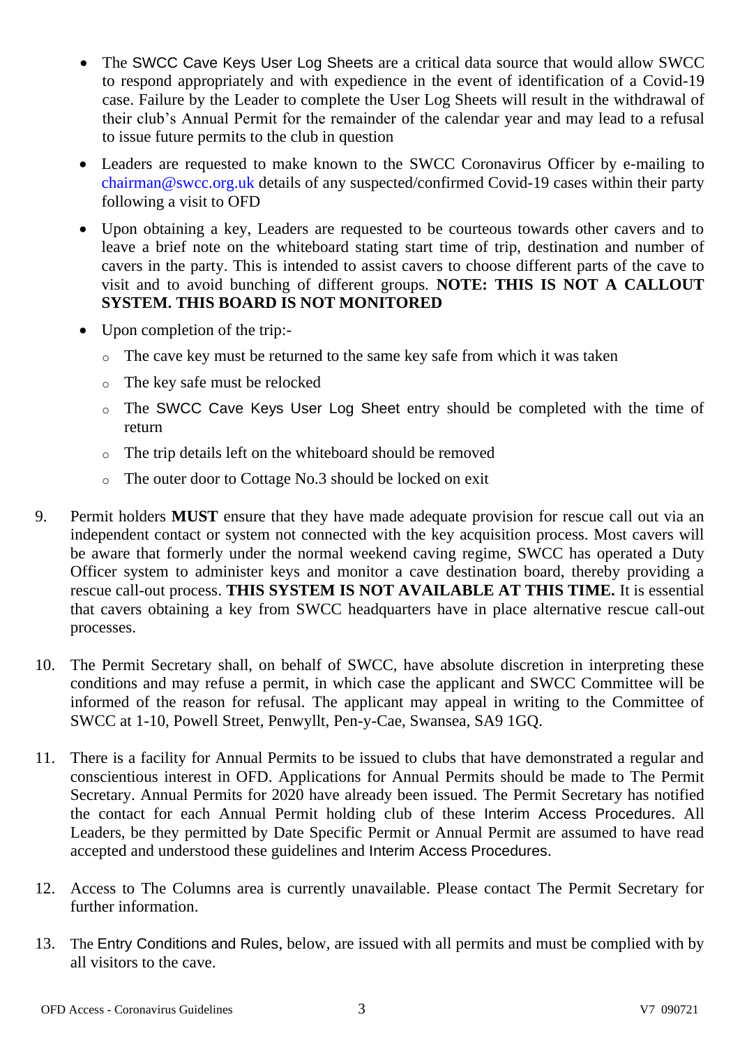- The SWCC Cave Keys User Log Sheets are a critical data source that would allow SWCC to respond appropriately and with expedience in the event of identification of a Covid-19 case. Failure by the Leader to complete the User Log Sheets will result in the withdrawal of their club's Annual Permit for the remainder of the calendar year and may lead to a refusal to issue future permits to the club in question
- Leaders are requested to make known to the SWCC Coronavirus Officer by e-mailing to chairman@swcc.org.uk details of any suspected/confirmed Covid-19 cases within their party following a visit to OFD
- Upon obtaining a key, Leaders are requested to be courteous towards other cavers and to leave a brief note on the whiteboard stating start time of trip, destination and number of cavers in the party. This is intended to assist cavers to choose different parts of the cave to visit and to avoid bunching of different groups. **NOTE: THIS IS NOT A CALLOUT SYSTEM. THIS BOARD IS NOT MONITORED**
- Upon completion of the trip:-
  - The cave key must be returned to the same key safe from which it was taken
  - The key safe must be relocked
  - The SWCC Cave Keys User Log Sheet entry should be completed with the time of return
  - The trip details left on the whiteboard should be removed
  - The outer door to Cottage No.3 should be locked on exit

9. Permit holders **MUST** ensure that they have made adequate provision for rescue call out via an independent contact or system not connected with the key acquisition process. Most cavers will be aware that formerly under the normal weekend caving regime, SWCC has operated a Duty Officer system to administer keys and monitor a cave destination board, thereby providing a rescue call-out process. **THIS SYSTEM IS NOT AVAILABLE AT THIS TIME.** It is essential that cavers obtaining a key from SWCC headquarters have in place alternative rescue call-out processes.

10. The Permit Secretary shall, on behalf of SWCC, have absolute discretion in interpreting these conditions and may refuse a permit, in which case the applicant and SWCC Committee will be informed of the reason for refusal. The applicant may appeal in writing to the Committee of SWCC at 1-10, Powell Street, Penwyllt, Pen-y-Cae, Swansea, SA9 1GQ.

11. There is a facility for Annual Permits to be issued to clubs that have demonstrated a regular and conscientious interest in OFD. Applications for Annual Permits should be made to The Permit Secretary. Annual Permits for 2020 have already been issued. The Permit Secretary has notified the contact for each Annual Permit holding club of these Interim Access Procedures. All Leaders, be they permitted by Date Specific Permit or Annual Permit are assumed to have read accepted and understood these guidelines and Interim Access Procedures.

12. Access to The Columns area is currently unavailable. Please contact The Permit Secretary for further information.

13. The Entry Conditions and Rules, below, are issued with all permits and must be complied with by all visitors to the cave.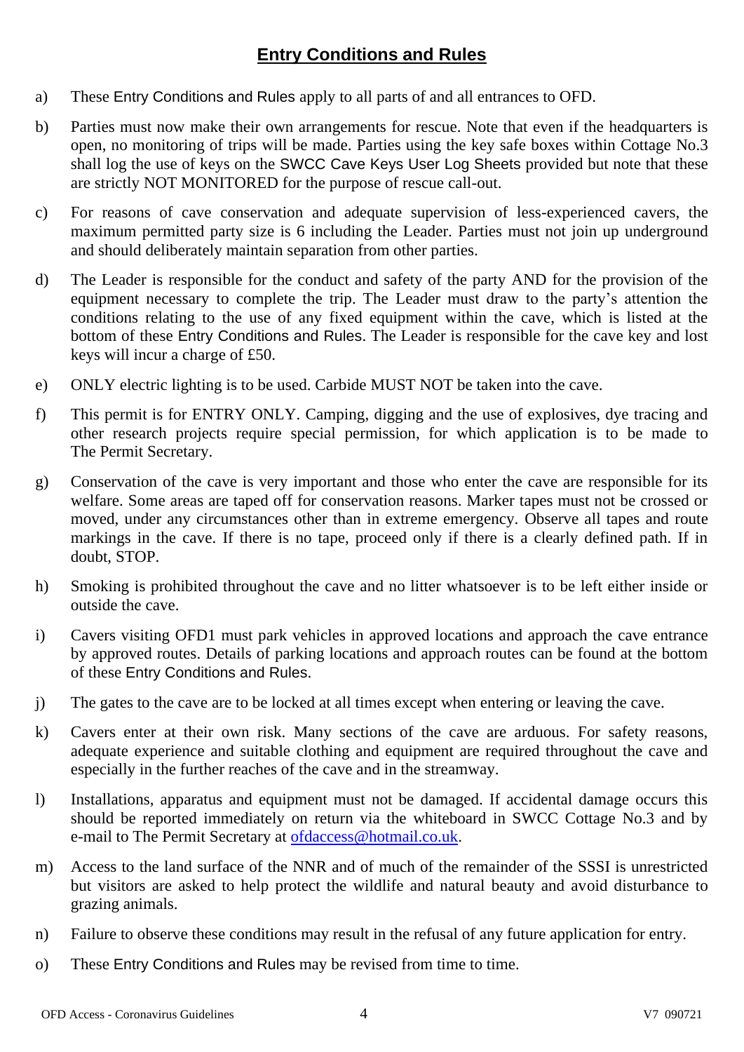# Entry Conditions and Rules

a) These Entry Conditions and Rules apply to all parts of and all entrances to OFD.

b) Parties must now make their own arrangements for rescue. Note that even if the headquarters is open, no monitoring of trips will be made. Parties using the key safe boxes within Cottage No.3 shall log the use of keys on the SWCC Cave Keys User Log Sheets provided but note that these are strictly NOT MONITORED for the purpose of rescue call-out.

c) For reasons of cave conservation and adequate supervision of less-experienced cavers, the maximum permitted party size is 6 including the Leader. Parties must not join up underground and should deliberately maintain separation from other parties.

d) The Leader is responsible for the conduct and safety of the party AND for the provision of the equipment necessary to complete the trip. The Leader must draw to the party's attention the conditions relating to the use of any fixed equipment within the cave, which is listed at the bottom of these Entry Conditions and Rules. The Leader is responsible for the cave key and lost keys will incur a charge of £50.

e) ONLY electric lighting is to be used. Carbide MUST NOT be taken into the cave.

f) This permit is for ENTRY ONLY. Camping, digging and the use of explosives, dye tracing and other research projects require special permission, for which application is to be made to The Permit Secretary.

g) Conservation of the cave is very important and those who enter the cave are responsible for its welfare. Some areas are taped off for conservation reasons. Marker tapes must not be crossed or moved, under any circumstances other than in extreme emergency. Observe all tapes and route markings in the cave. If there is no tape, proceed only if there is a clearly defined path. If in doubt, STOP.

h) Smoking is prohibited throughout the cave and no litter whatsoever is to be left either inside or outside the cave.

i) Cavers visiting OFD1 must park vehicles in approved locations and approach the cave entrance by approved routes. Details of parking locations and approach routes can be found at the bottom of these Entry Conditions and Rules.

j) The gates to the cave are to be locked at all times except when entering or leaving the cave.

k) Cavers enter at their own risk. Many sections of the cave are arduous. For safety reasons, adequate experience and suitable clothing and equipment are required throughout the cave and especially in the further reaches of the cave and in the streamway.

l) Installations, apparatus and equipment must not be damaged. If accidental damage occurs this should be reported immediately on return via the whiteboard in SWCC Cottage No.3 and by e-mail to The Permit Secretary at ofdaccess@hotmail.co.uk.

m) Access to the land surface of the NNR and of much of the remainder of the SSSI is unrestricted but visitors are asked to help protect the wildlife and natural beauty and avoid disturbance to grazing animals.

n) Failure to observe these conditions may result in the refusal of any future application for entry.

o) These Entry Conditions and Rules may be revised from time to time.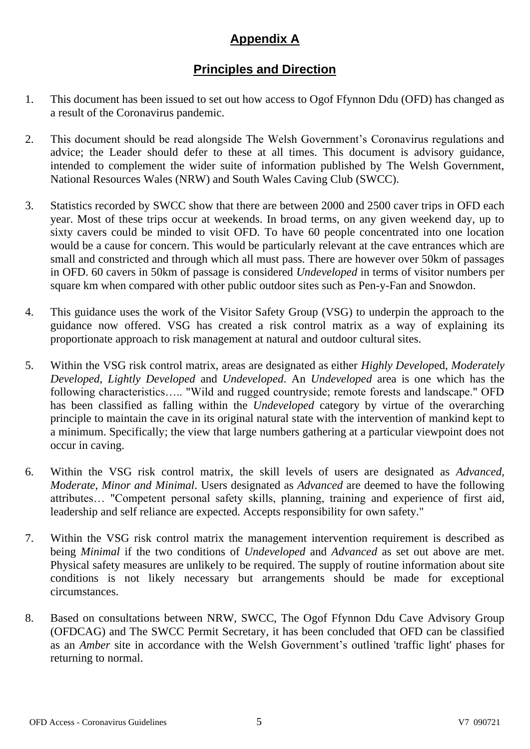# Appendix A

## Principles and Direction

1. This document has been issued to set out how access to Ogof Ffynnon Ddu (OFD) has changed as a result of the Coronavirus pandemic.

2. This document should be read alongside The Welsh Government's Coronavirus regulations and advice; the Leader should defer to these at all times. This document is advisory guidance, intended to complement the wider suite of information published by The Welsh Government, National Resources Wales (NRW) and South Wales Caving Club (SWCC).

3. Statistics recorded by SWCC show that there are between 2000 and 2500 caver trips in OFD each year. Most of these trips occur at weekends. In broad terms, on any given weekend day, up to sixty cavers could be minded to visit OFD. To have 60 people concentrated into one location would be a cause for concern. This would be particularly relevant at the cave entrances which are small and constricted and through which all must pass. There are however over 50km of passages in OFD. 60 cavers in 50km of passage is considered *Undeveloped* in terms of visitor numbers per square km when compared with other public outdoor sites such as Pen-y-Fan and Snowdon.

4. This guidance uses the work of the Visitor Safety Group (VSG) to underpin the approach to the guidance now offered. VSG has created a risk control matrix as a way of explaining its proportionate approach to risk management at natural and outdoor cultural sites.

5. Within the VSG risk control matrix, areas are designated as either *Highly Developed*, *Moderately Developed*, *Lightly Developed* and *Undeveloped*. An *Undeveloped* area is one which has the following characteristics….. "Wild and rugged countryside; remote forests and landscape." OFD has been classified as falling within the *Undeveloped* category by virtue of the overarching principle to maintain the cave in its original natural state with the intervention of mankind kept to a minimum. Specifically; the view that large numbers gathering at a particular viewpoint does not occur in caving.

6. Within the VSG risk control matrix, the skill levels of users are designated as *Advanced, Moderate, Minor and Minimal*. Users designated as *Advanced* are deemed to have the following attributes… "Competent personal safety skills, planning, training and experience of first aid, leadership and self reliance are expected. Accepts responsibility for own safety."

7. Within the VSG risk control matrix the management intervention requirement is described as being *Minimal* if the two conditions of *Undeveloped* and *Advanced* as set out above are met. Physical safety measures are unlikely to be required. The supply of routine information about site conditions is not likely necessary but arrangements should be made for exceptional circumstances.

8. Based on consultations between NRW, SWCC, The Ogof Ffynnon Ddu Cave Advisory Group (OFDCAG) and The SWCC Permit Secretary, it has been concluded that OFD can be classified as an *Amber* site in accordance with the Welsh Government's outlined 'traffic light' phases for returning to normal.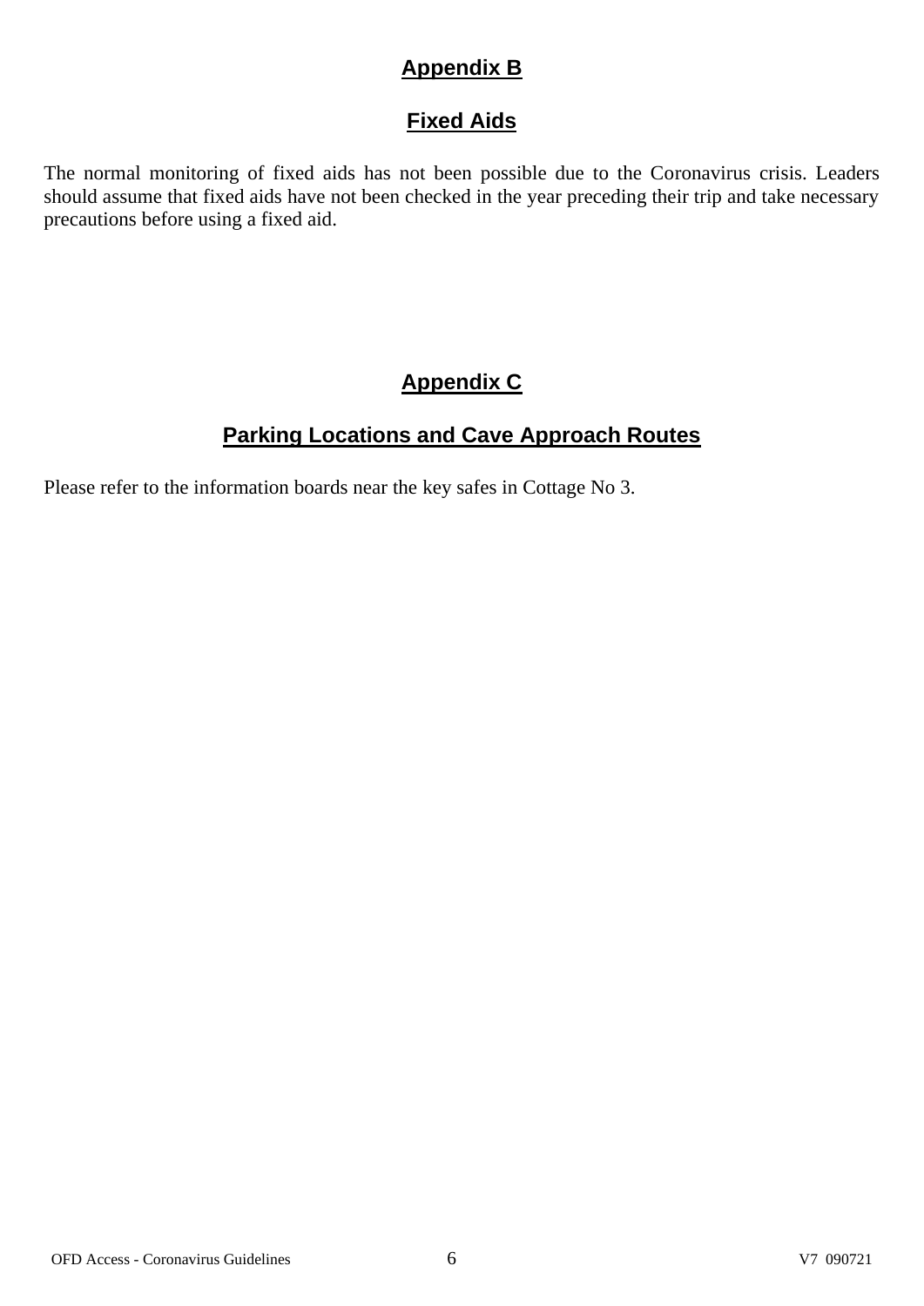## Appendix B

## Fixed Aids

The normal monitoring of fixed aids has not been possible due to the Coronavirus crisis. Leaders should assume that fixed aids have not been checked in the year preceding their trip and take necessary precautions before using a fixed aid.

## Appendix C

## Parking Locations and Cave Approach Routes

Please refer to the information boards near the key safes in Cottage No 3.